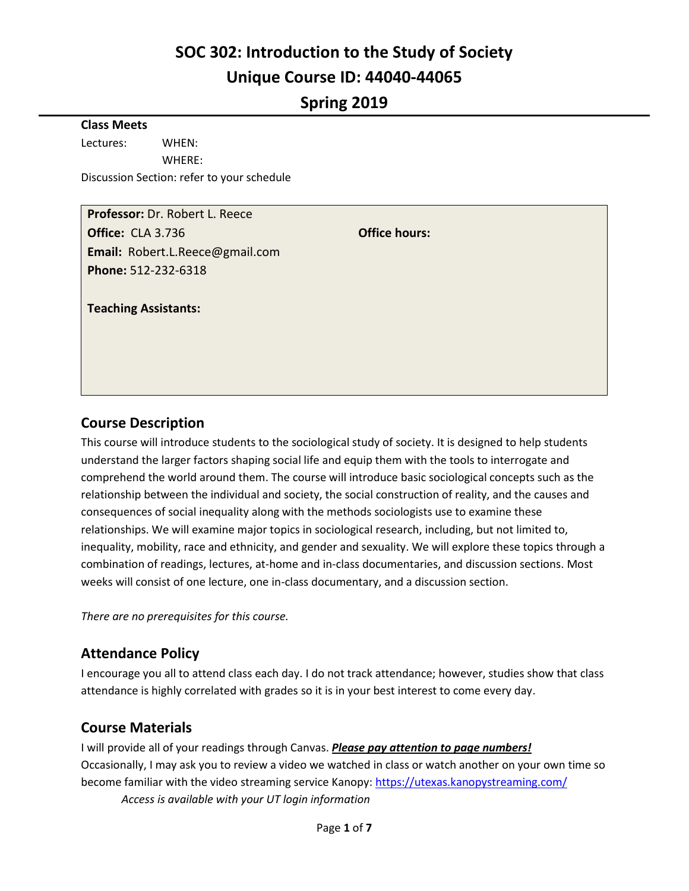# SOC 302: Introduction to the Study of Society

# Unique Course ID: 44040-44065

# Spring 2019

**Class Meets**

Lectures: WHEN:

WHERE:

Discussion Section: refer to your schedule

**Professor:** Dr. Robert L. Reece

**Office:** CLA 3.736

**Office hours:**

**Email:** Robert.L.Reece@gmail.com

**Phone:** 512-232-6318

**Teaching Assistants:**

## Course Description

This course will introduce students to the sociological study of society. It is designed to help students understand the larger factors shaping social life and equip them with the tools to interrogate and comprehend the world around them. The course will introduce basic sociological concepts such as the relationship between the individual and society, the social construction of reality, and the causes and consequences of social inequality along with the methods sociologists use to examine these relationships. We will examine major topics in sociological research, including, but not limited to, inequality, mobility, race and ethnicity, and gender and sexuality. We will explore these topics through a combination of readings, lectures, at-home and in-class documentaries, and discussion sections. Most weeks will consist of one lecture, one in-class documentary, and a discussion section.

*There are no prerequisites for this course.*

## Attendance Policy

I encourage you all to attend class each day. I do not track attendance; however, studies show that class attendance is highly correlated with grades so it is in your best interest to come every day.

## Course Materials

I will provide all of your readings through Canvas. ***Please pay attention to page numbers!*** Occasionally, I may ask you to review a video we watched in class or watch another on your own time so become familiar with the video streaming service Kanopy: https://utexas.kanopystreaming.com/

*Access is available with your UT login information*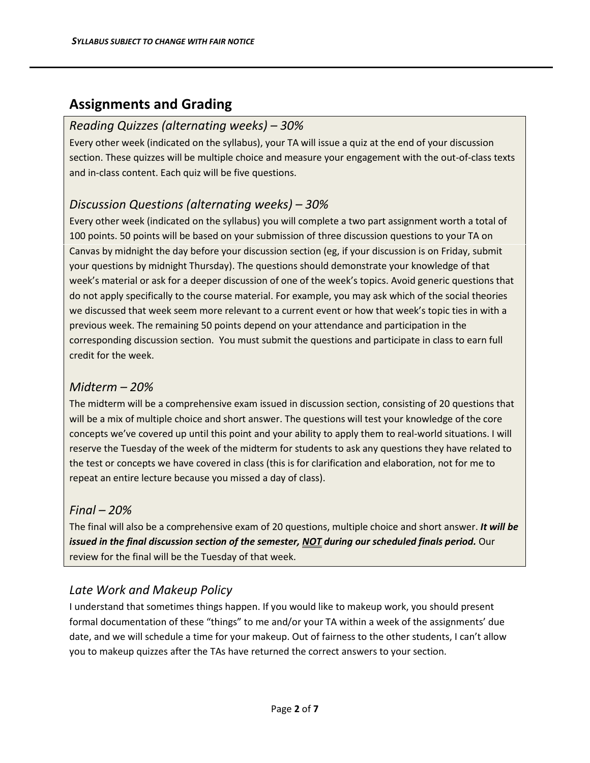## Assignments and Grading

### *Reading Quizzes (alternating weeks) – 30%*

Every other week (indicated on the syllabus), your TA will issue a quiz at the end of your discussion section. These quizzes will be multiple choice and measure your engagement with the out-of-class texts and in-class content. Each quiz will be five questions.

### *Discussion Questions (alternating weeks) – 30%*

Every other week (indicated on the syllabus) you will complete a two part assignment worth a total of 100 points. 50 points will be based on your submission of three discussion questions to your TA on Canvas by midnight the day before your discussion section (eg, if your discussion is on Friday, submit your questions by midnight Thursday). The questions should demonstrate your knowledge of that week's material or ask for a deeper discussion of one of the week's topics. Avoid generic questions that do not apply specifically to the course material. For example, you may ask which of the social theories we discussed that week seem more relevant to a current event or how that week's topic ties in with a previous week. The remaining 50 points depend on your attendance and participation in the corresponding discussion section. You must submit the questions and participate in class to earn full credit for the week.

### *Midterm – 20%*

The midterm will be a comprehensive exam issued in discussion section, consisting of 20 questions that will be a mix of multiple choice and short answer. The questions will test your knowledge of the core concepts we've covered up until this point and your ability to apply them to real-world situations. I will reserve the Tuesday of the week of the midterm for students to ask any questions they have related to the test or concepts we have covered in class (this is for clarification and elaboration, not for me to repeat an entire lecture because you missed a day of class).

### *Final – 20%*

The final will also be a comprehensive exam of 20 questions, multiple choice and short answer. ***It will be issued in the final discussion section of the semester, <u>NOT</u> during our scheduled finals period.*** Our review for the final will be the Tuesday of that week.

### *Late Work and Makeup Policy*

I understand that sometimes things happen. If you would like to makeup work, you should present formal documentation of these "things" to me and/or your TA within a week of the assignments' due date, and we will schedule a time for your makeup. Out of fairness to the other students, I can't allow you to makeup quizzes after the TAs have returned the correct answers to your section.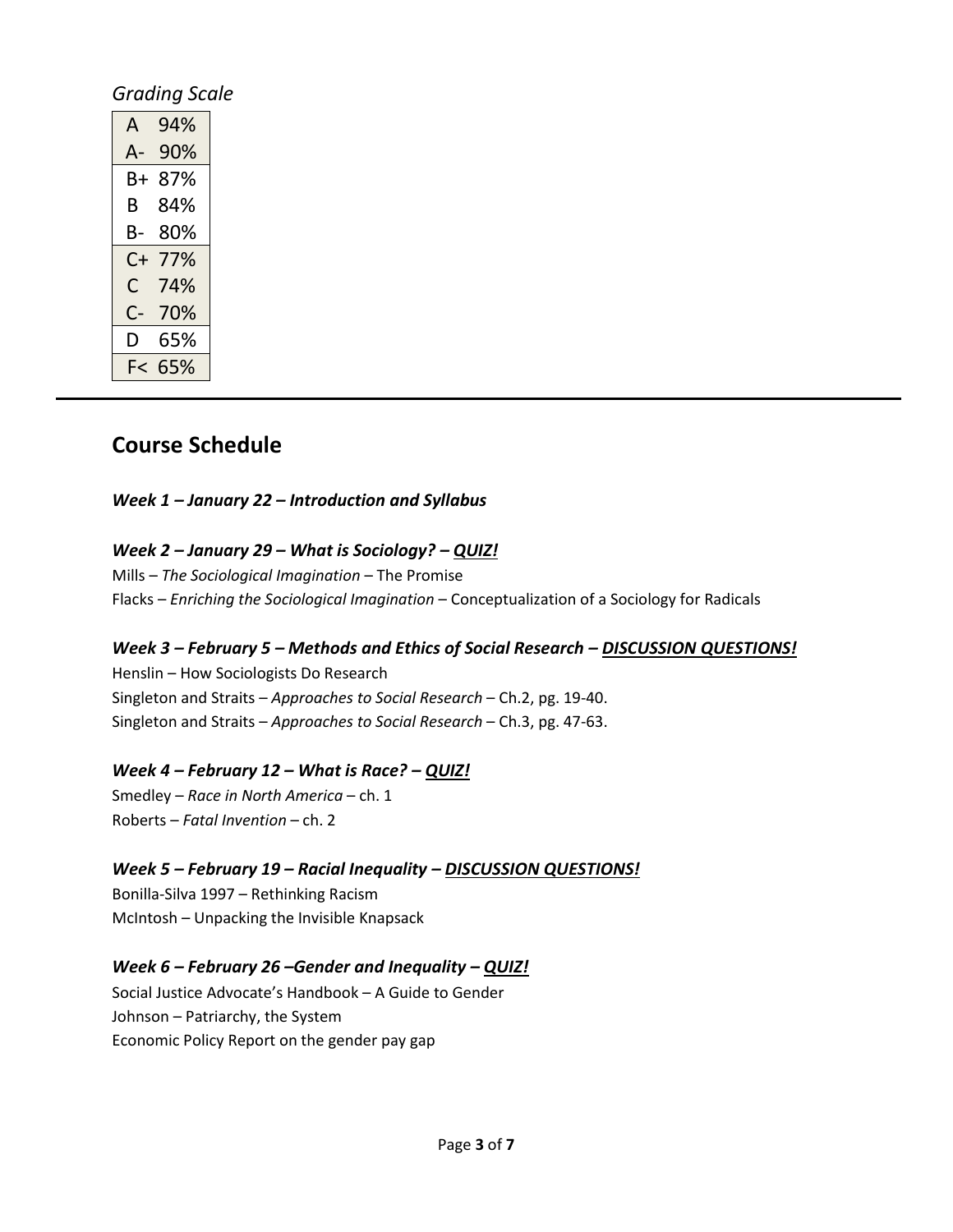*Grading Scale*

| | |
|---|---|
| A | 94% |
| A- | 90% |
| B+ | 87% |
| B | 84% |
| B- | 80% |
| C+ | 77% |
| C | 74% |
| C- | 70% |
| D | 65% |
| F< | 65% |

---

## Course Schedule

***Week 1 – January 22 – Introduction and Syllabus***

***Week 2 – January 29 – What is Sociology? – <u>QUIZ!</u>***

Mills – *The Sociological Imagination* – The Promise
Flacks – *Enriching the Sociological Imagination* – Conceptualization of a Sociology for Radicals

***Week 3 – February 5 – Methods and Ethics of Social Research – <u>DISCUSSION QUESTIONS!</u>***

Henslin – How Sociologists Do Research
Singleton and Straits – *Approaches to Social Research* – Ch.2, pg. 19-40.
Singleton and Straits – *Approaches to Social Research* – Ch.3, pg. 47-63.

***Week 4 – February 12 – What is Race? – <u>QUIZ!</u>***

Smedley – *Race in North America* – ch. 1
Roberts – *Fatal Invention* – ch. 2

***Week 5 – February 19 – Racial Inequality – <u>DISCUSSION QUESTIONS!</u>***

Bonilla-Silva 1997 – Rethinking Racism
McIntosh – Unpacking the Invisible Knapsack

***Week 6 – February 26 –Gender and Inequality – <u>QUIZ!</u>***

Social Justice Advocate's Handbook – A Guide to Gender
Johnson – Patriarchy, the System
Economic Policy Report on the gender pay gap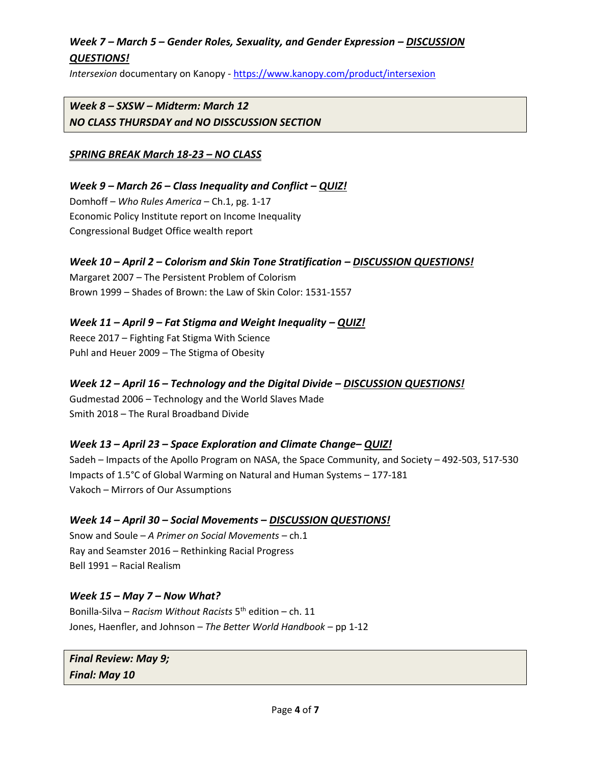***Week 7 – March 5 – Gender Roles, Sexuality, and Gender Expression – <u>DISCUSSION QUESTIONS!</u>***

*Intersexion* documentary on Kanopy - https://www.kanopy.com/product/intersexion

***Week 8 – SXSW – Midterm: March 12***
***NO CLASS THURSDAY and NO DISSCUSSION SECTION***

***<u>SPRING BREAK March 18-23 – NO CLASS</u>***

***Week 9 – March 26 – Class Inequality and Conflict – <u>QUIZ!</u>***

Domhoff – *Who Rules America* – Ch.1, pg. 1-17
Economic Policy Institute report on Income Inequality
Congressional Budget Office wealth report

***Week 10 – April 2 – Colorism and Skin Tone Stratification – <u>DISCUSSION QUESTIONS!</u>***

Margaret 2007 – The Persistent Problem of Colorism
Brown 1999 – Shades of Brown: the Law of Skin Color: 1531-1557

***Week 11 – April 9 – Fat Stigma and Weight Inequality – <u>QUIZ!</u>***

Reece 2017 – Fighting Fat Stigma With Science
Puhl and Heuer 2009 – The Stigma of Obesity

***Week 12 – April 16 – Technology and the Digital Divide – <u>DISCUSSION QUESTIONS!</u>***

Gudmestad 2006 – Technology and the World Slaves Made
Smith 2018 – The Rural Broadband Divide

***Week 13 – April 23 – Space Exploration and Climate Change– <u>QUIZ!</u>***

Sadeh – Impacts of the Apollo Program on NASA, the Space Community, and Society – 492-503, 517-530
Impacts of 1.5°C of Global Warming on Natural and Human Systems – 177-181
Vakoch – Mirrors of Our Assumptions

***Week 14 – April 30 – Social Movements – <u>DISCUSSION QUESTIONS!</u>***

Snow and Soule – *A Primer on Social Movements* – ch.1
Ray and Seamster 2016 – Rethinking Racial Progress
Bell 1991 – Racial Realism

***Week 15 – May 7 – Now What?***

Bonilla-Silva – *Racism Without Racists* 5th edition – ch. 11
Jones, Haenfler, and Johnson – *The Better World Handbook* – pp 1-12

***Final Review: May 9;***
***Final: May 10***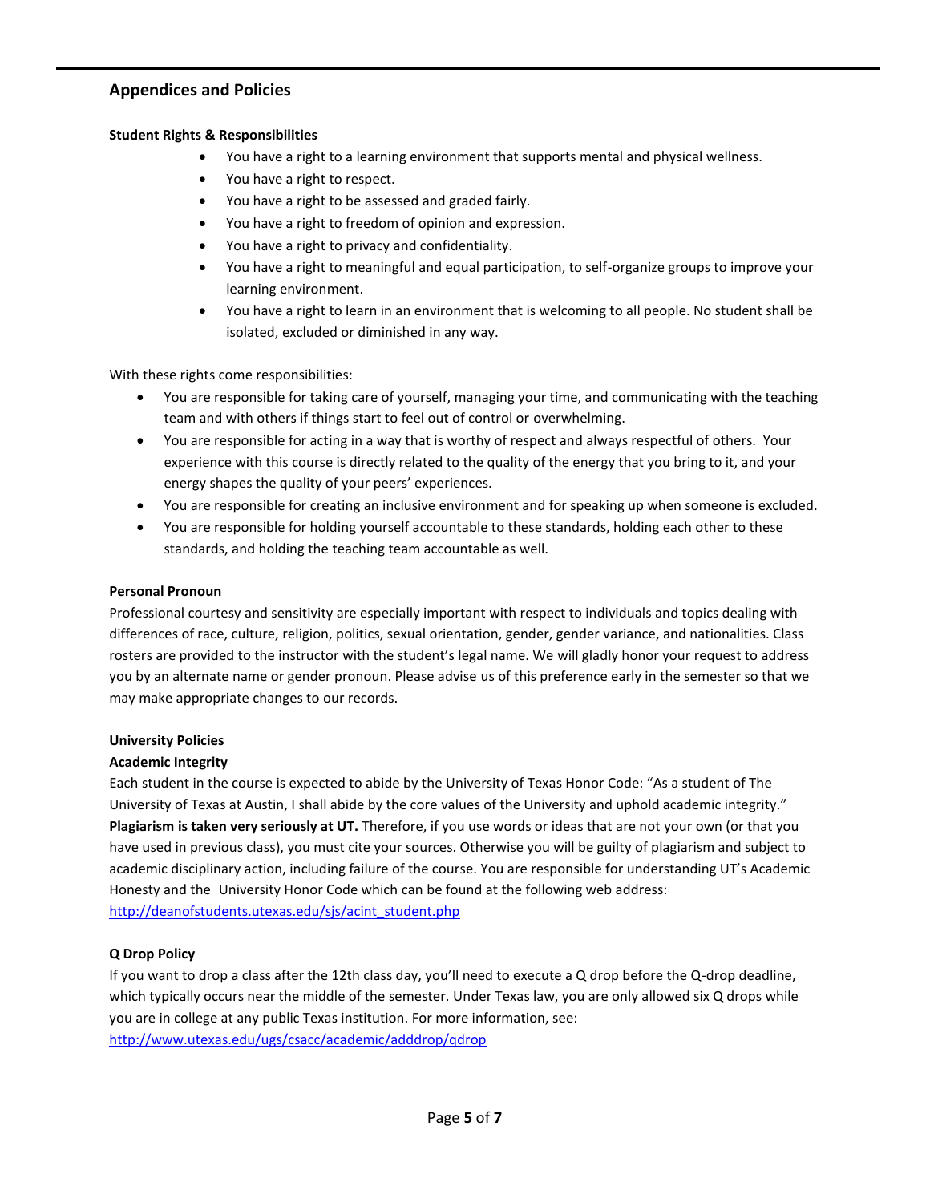## Appendices and Policies

### Student Rights & Responsibilities

- You have a right to a learning environment that supports mental and physical wellness.
- You have a right to respect.
- You have a right to be assessed and graded fairly.
- You have a right to freedom of opinion and expression.
- You have a right to privacy and confidentiality.
- You have a right to meaningful and equal participation, to self-organize groups to improve your learning environment.
- You have a right to learn in an environment that is welcoming to all people. No student shall be isolated, excluded or diminished in any way.

With these rights come responsibilities:

- You are responsible for taking care of yourself, managing your time, and communicating with the teaching team and with others if things start to feel out of control or overwhelming.
- You are responsible for acting in a way that is worthy of respect and always respectful of others. Your experience with this course is directly related to the quality of the energy that you bring to it, and your energy shapes the quality of your peers' experiences.
- You are responsible for creating an inclusive environment and for speaking up when someone is excluded.
- You are responsible for holding yourself accountable to these standards, holding each other to these standards, and holding the teaching team accountable as well.

### Personal Pronoun

Professional courtesy and sensitivity are especially important with respect to individuals and topics dealing with differences of race, culture, religion, politics, sexual orientation, gender, gender variance, and nationalities. Class rosters are provided to the instructor with the student's legal name. We will gladly honor your request to address you by an alternate name or gender pronoun. Please advise us of this preference early in the semester so that we may make appropriate changes to our records.

### University Policies

### Academic Integrity

Each student in the course is expected to abide by the University of Texas Honor Code: "As a student of The University of Texas at Austin, I shall abide by the core values of the University and uphold academic integrity." **Plagiarism is taken very seriously at UT.** Therefore, if you use words or ideas that are not your own (or that you have used in previous class), you must cite your sources. Otherwise you will be guilty of plagiarism and subject to academic disciplinary action, including failure of the course. You are responsible for understanding UT's Academic Honesty and the University Honor Code which can be found at the following web address: [http://deanofstudents.utexas.edu/sjs/acint_student.php](http://deanofstudents.utexas.edu/sjs/acint_student.php)

### Q Drop Policy

If you want to drop a class after the 12th class day, you'll need to execute a Q drop before the Q-drop deadline, which typically occurs near the middle of the semester. Under Texas law, you are only allowed six Q drops while you are in college at any public Texas institution. For more information, see: [http://www.utexas.edu/ugs/csacc/academic/adddrop/qdrop](http://www.utexas.edu/ugs/csacc/academic/adddrop/qdrop)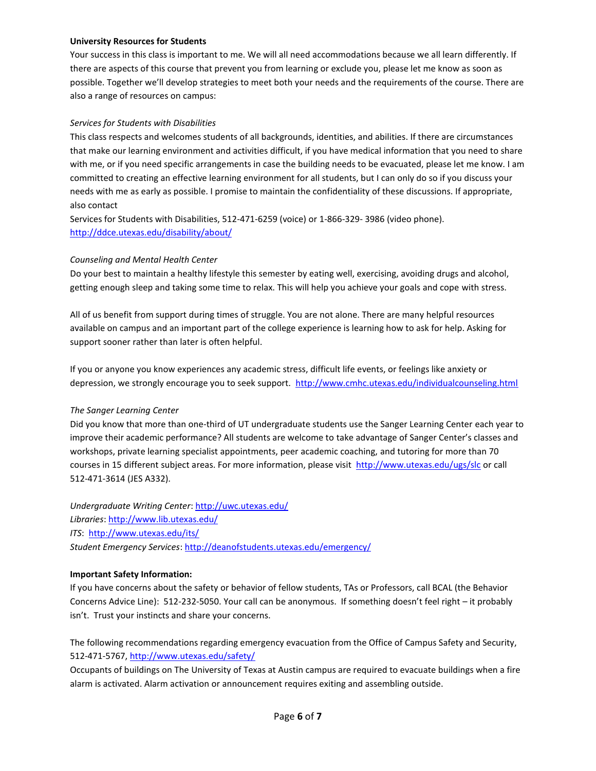**University Resources for Students**

Your success in this class is important to me. We will all need accommodations because we all learn differently. If there are aspects of this course that prevent you from learning or exclude you, please let me know as soon as possible. Together we'll develop strategies to meet both your needs and the requirements of the course. There are also a range of resources on campus:

*Services for Students with Disabilities*

This class respects and welcomes students of all backgrounds, identities, and abilities. If there are circumstances that make our learning environment and activities difficult, if you have medical information that you need to share with me, or if you need specific arrangements in case the building needs to be evacuated, please let me know. I am committed to creating an effective learning environment for all students, but I can only do so if you discuss your needs with me as early as possible. I promise to maintain the confidentiality of these discussions. If appropriate, also contact

Services for Students with Disabilities, 512-471-6259 (voice) or 1-866-329- 3986 (video phone).
http://ddce.utexas.edu/disability/about/

*Counseling and Mental Health Center*

Do your best to maintain a healthy lifestyle this semester by eating well, exercising, avoiding drugs and alcohol, getting enough sleep and taking some time to relax. This will help you achieve your goals and cope with stress.

All of us benefit from support during times of struggle. You are not alone. There are many helpful resources available on campus and an important part of the college experience is learning how to ask for help. Asking for support sooner rather than later is often helpful.

If you or anyone you know experiences any academic stress, difficult life events, or feelings like anxiety or depression, we strongly encourage you to seek support. http://www.cmhc.utexas.edu/individualcounseling.html

*The Sanger Learning Center*

Did you know that more than one-third of UT undergraduate students use the Sanger Learning Center each year to improve their academic performance? All students are welcome to take advantage of Sanger Center's classes and workshops, private learning specialist appointments, peer academic coaching, and tutoring for more than 70 courses in 15 different subject areas. For more information, please visit http://www.utexas.edu/ugs/slc or call 512-471-3614 (JES A332).

*Undergraduate Writing Center*: http://uwc.utexas.edu/
*Libraries*: http://www.lib.utexas.edu/
*ITS*: http://www.utexas.edu/its/
*Student Emergency Services*: http://deanofstudents.utexas.edu/emergency/

**Important Safety Information:**

If you have concerns about the safety or behavior of fellow students, TAs or Professors, call BCAL (the Behavior Concerns Advice Line): 512-232-5050. Your call can be anonymous. If something doesn't feel right – it probably isn't. Trust your instincts and share your concerns.

The following recommendations regarding emergency evacuation from the Office of Campus Safety and Security, 512-471-5767, http://www.utexas.edu/safety/

Occupants of buildings on The University of Texas at Austin campus are required to evacuate buildings when a fire alarm is activated. Alarm activation or announcement requires exiting and assembling outside.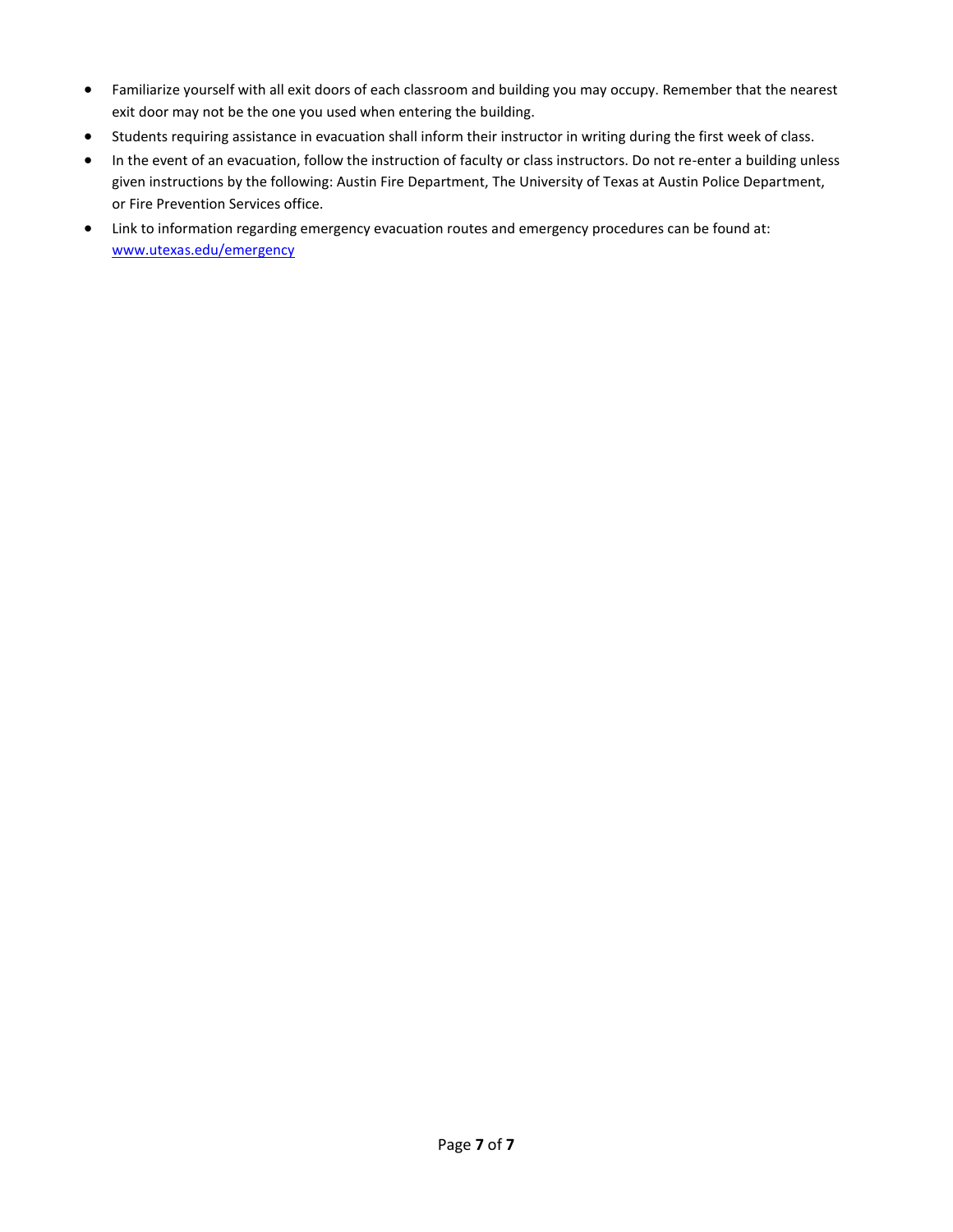- Familiarize yourself with all exit doors of each classroom and building you may occupy. Remember that the nearest exit door may not be the one you used when entering the building.
- Students requiring assistance in evacuation shall inform their instructor in writing during the first week of class.
- In the event of an evacuation, follow the instruction of faculty or class instructors. Do not re-enter a building unless given instructions by the following: Austin Fire Department, The University of Texas at Austin Police Department, or Fire Prevention Services office.
- Link to information regarding emergency evacuation routes and emergency procedures can be found at: [www.utexas.edu/emergency](http://www.utexas.edu/emergency)